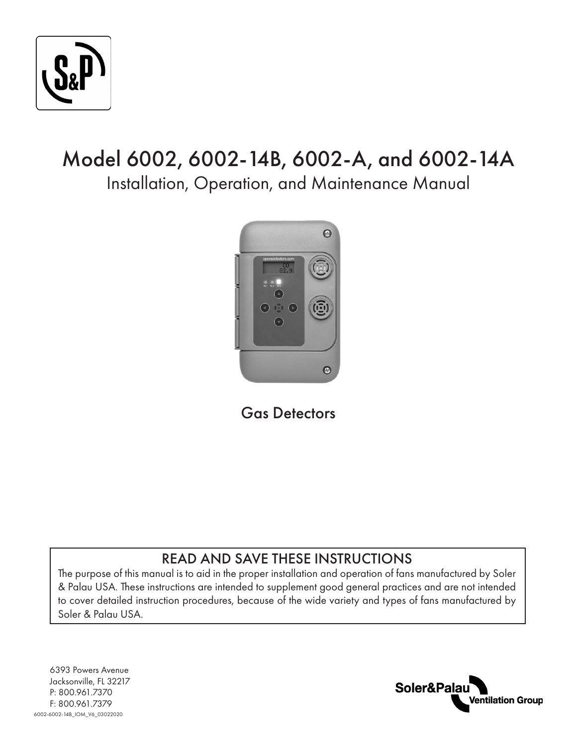# Model 6002, 6002-14B, 6002-A, and 6002-14A

## Installation, Operation, and Maintenance Manual

Gas Detectors

### READ AND SAVE THESE INSTRUCTIONS

The purpose of this manual is to aid in the proper installation and operation of fans manufactured by Soler & Palau USA. These instructions are intended to supplement good general practices and are not intended to cover detailed instruction procedures, because of the wide variety and types of fans manufactured by Soler & Palau USA.

6393 Powers Avenue
Jacksonville, FL 32217
P: 800.961.7370
F: 800.961.7379

6002-6002-14B_IOM_V6_03022020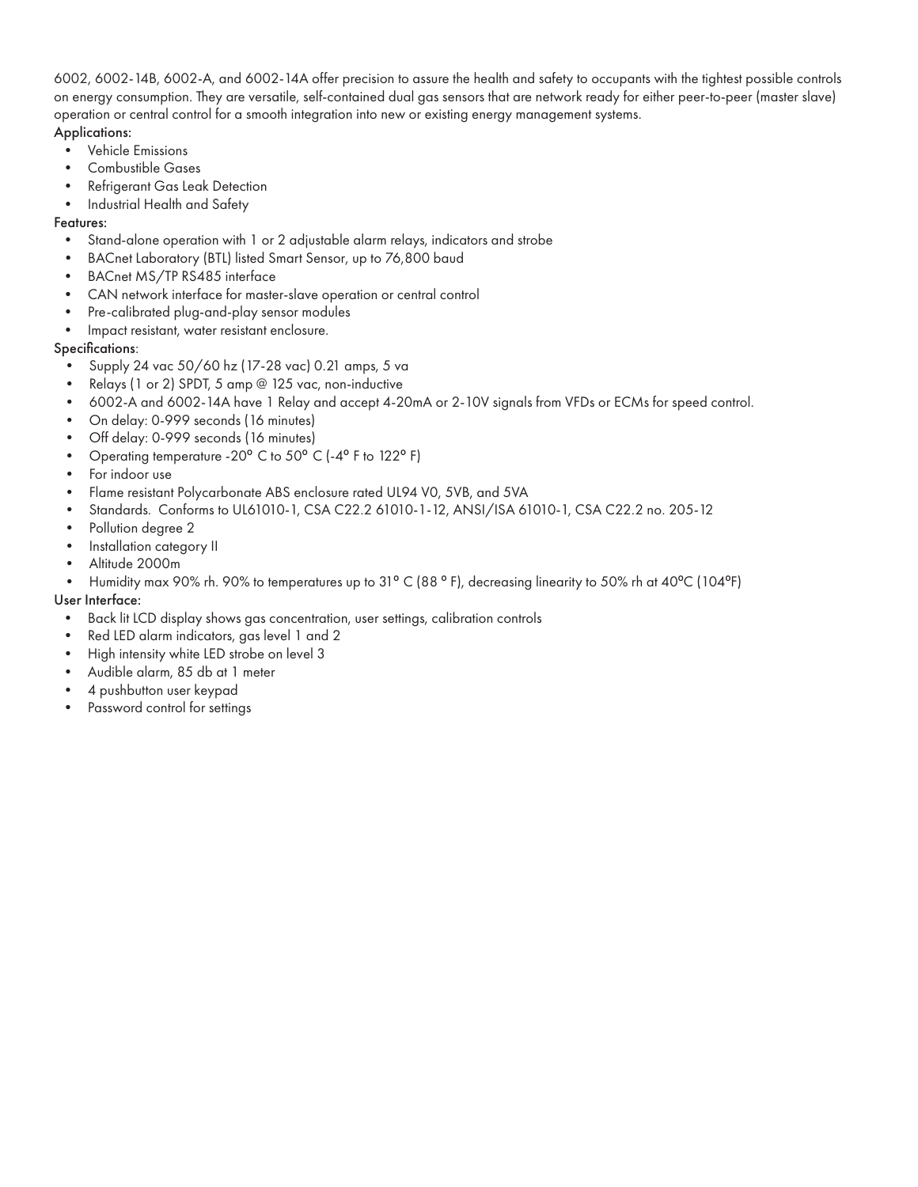6002, 6002-14B, 6002-A, and 6002-14A offer precision to assure the health and safety to occupants with the tightest possible controls on energy consumption. They are versatile, self-contained dual gas sensors that are network ready for either peer-to-peer (master slave) operation or central control for a smooth integration into new or existing energy management systems.

Applications:

- Vehicle Emissions
- Combustible Gases
- Refrigerant Gas Leak Detection
- Industrial Health and Safety

Features:

- Stand-alone operation with 1 or 2 adjustable alarm relays, indicators and strobe
- BACnet Laboratory (BTL) listed Smart Sensor, up to 76,800 baud
- BACnet MS/TP RS485 interface
- CAN network interface for master-slave operation or central control
- Pre-calibrated plug-and-play sensor modules
- Impact resistant, water resistant enclosure.

Specifications:

- Supply 24 vac 50/60 hz (17-28 vac) 0.21 amps, 5 va
- Relays (1 or 2) SPDT, 5 amp @ 125 vac, non-inductive
- 6002-A and 6002-14A have 1 Relay and accept 4-20mA or 2-10V signals from VFDs or ECMs for speed control.
- On delay: 0-999 seconds (16 minutes)
- Off delay: 0-999 seconds (16 minutes)
- Operating temperature -20° C to 50° C (-4° F to 122° F)
- For indoor use
- Flame resistant Polycarbonate ABS enclosure rated UL94 V0, 5VB, and 5VA
- Standards. Conforms to UL61010-1, CSA C22.2 61010-1-12, ANSI/ISA 61010-1, CSA C22.2 no. 205-12
- Pollution degree 2
- Installation category II
- Altitude 2000m
- Humidity max 90% rh. 90% to temperatures up to 31° C (88 ° F), decreasing linearity to 50% rh at 40°C (104°F)

User Interface:

- Back lit LCD display shows gas concentration, user settings, calibration controls
- Red LED alarm indicators, gas level 1 and 2
- High intensity white LED strobe on level 3
- Audible alarm, 85 db at 1 meter
- 4 pushbutton user keypad
- Password control for settings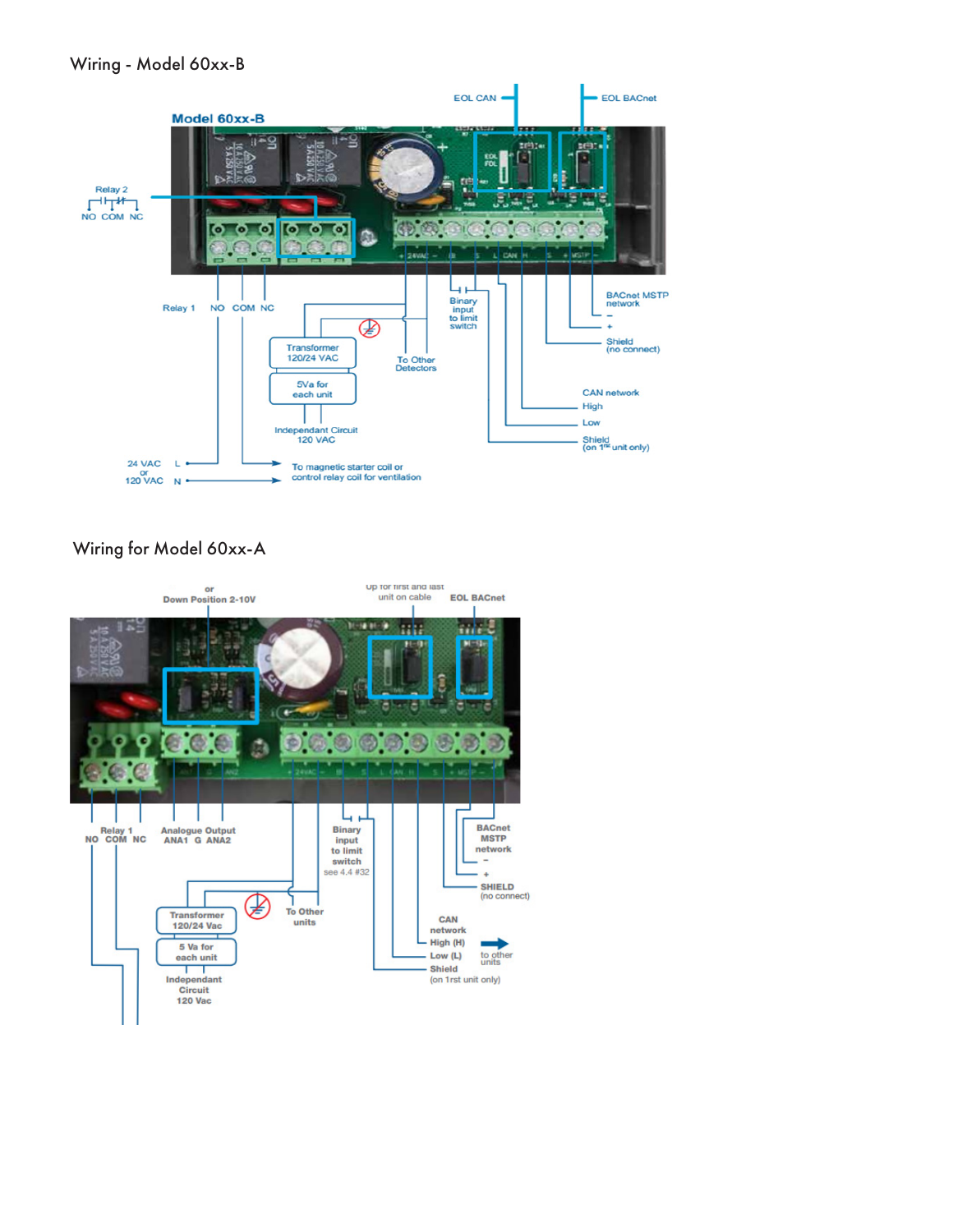## Wiring - Model 60xx-B

Model 60xx-B

EOL CAN

EOL BACnet

Relay 2

NO COM NC

Relay 1 NO COM NC

Binary input to limit switch

BACnet MSTP network

–

+

Shield (no connect)

Transformer 120/24 VAC

5Va for each unit

Independant Circuit 120 VAC

To Other Detectors

CAN network

High

Low

Shield (on 1st unit only)

24 VAC or 120 VAC L N

To magnetic starter coil or control relay coil for ventilation

## Wiring for Model 60xx-A

or Down Position 2-10V

Up for first and last unit on cable

EOL BACnet

Relay 1 NO COM NC

Analogue Output ANA1 G ANA2

Binary input to limit switch see 4.4 #32

BACnet MSTP network

–

+

SHIELD (no connect)

Transformer 120/24 Vac

5 Va for each unit

Independant Circuit 120 Vac

To Other units

CAN network

High (H)

Low (L)

Shield (on 1rst unit only)

to other units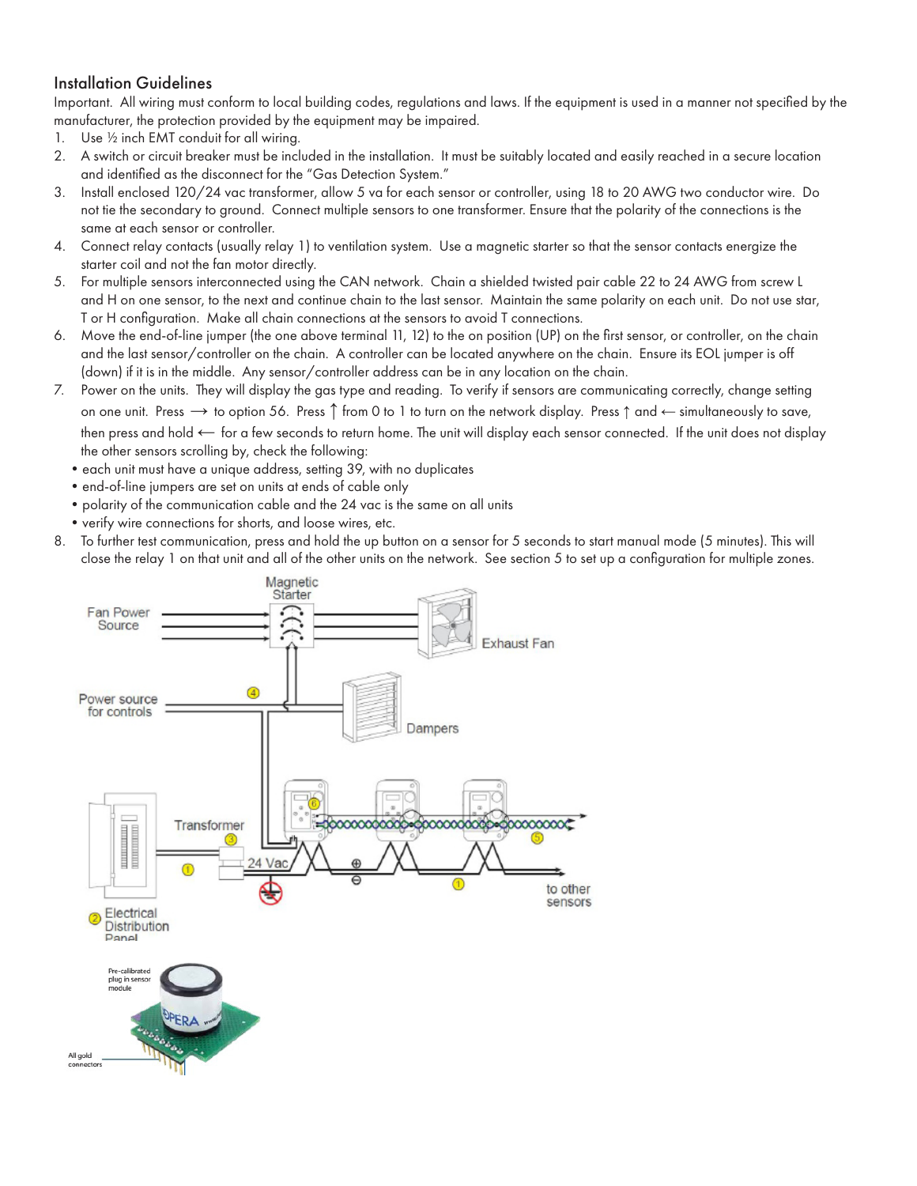## Installation Guidelines

Important. All wiring must conform to local building codes, regulations and laws. If the equipment is used in a manner not specified by the manufacturer, the protection provided by the equipment may be impaired.

1. Use ½ inch EMT conduit for all wiring.
2. A switch or circuit breaker must be included in the installation. It must be suitably located and easily reached in a secure location and identified as the disconnect for the "Gas Detection System."
3. Install enclosed 120/24 vac transformer, allow 5 va for each sensor or controller, using 18 to 20 AWG two conductor wire. Do not tie the secondary to ground. Connect multiple sensors to one transformer. Ensure that the polarity of the connections is the same at each sensor or controller.
4. Connect relay contacts (usually relay 1) to ventilation system. Use a magnetic starter so that the sensor contacts energize the starter coil and not the fan motor directly.
5. For multiple sensors interconnected using the CAN network. Chain a shielded twisted pair cable 22 to 24 AWG from screw L and H on one sensor, to the next and continue chain to the last sensor. Maintain the same polarity on each unit. Do not use star, T or H configuration. Make all chain connections at the sensors to avoid T connections.
6. Move the end-of-line jumper (the one above terminal 11, 12) to the on position (UP) on the first sensor, or controller, on the chain and the last sensor/controller on the chain. A controller can be located anywhere on the chain. Ensure its EOL jumper is off (down) if it is in the middle. Any sensor/controller address can be in any location on the chain.
7. Power on the units. They will display the gas type and reading. To verify if sensors are communicating correctly, change setting on one unit. Press → to option 56. Press ↑ from 0 to 1 to turn on the network display. Press ↑ and ← simultaneously to save, then press and hold ← for a few seconds to return home. The unit will display each sensor connected. If the unit does not display the other sensors scrolling by, check the following:
   - each unit must have a unique address, setting 39, with no duplicates
   - end-of-line jumpers are set on units at ends of cable only
   - polarity of the communication cable and the 24 vac is the same on all units
   - verify wire connections for shorts, and loose wires, etc.
8. To further test communication, press and hold the up button on a sensor for 5 seconds to start manual mode (5 minutes). This will close the relay 1 on that unit and all of the other units on the network. See section 5 to set up a configuration for multiple zones.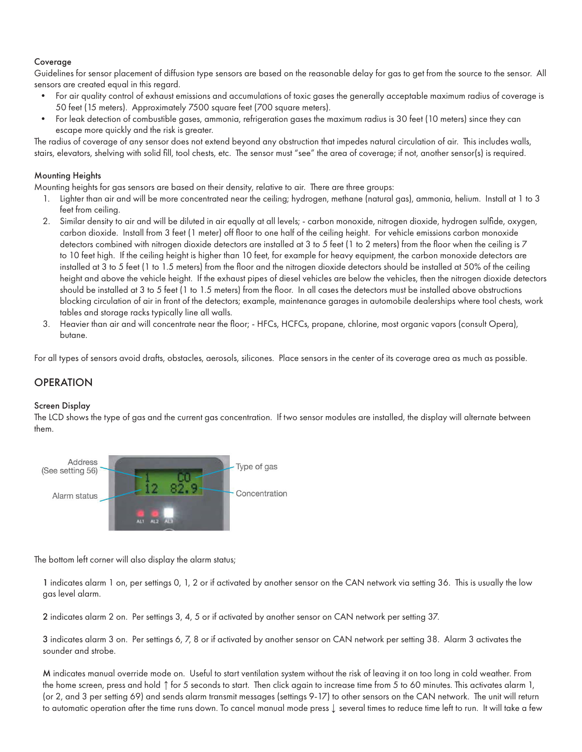### Coverage

Guidelines for sensor placement of diffusion type sensors are based on the reasonable delay for gas to get from the source to the sensor. All sensors are created equal in this regard.

- For air quality control of exhaust emissions and accumulations of toxic gases the generally acceptable maximum radius of coverage is 50 feet (15 meters). Approximately 7500 square feet (700 square meters).
- For leak detection of combustible gases, ammonia, refrigeration gases the maximum radius is 30 feet (10 meters) since they can escape more quickly and the risk is greater.

The radius of coverage of any sensor does not extend beyond any obstruction that impedes natural circulation of air. This includes walls, stairs, elevators, shelving with solid fill, tool chests, etc. The sensor must "see" the area of coverage; if not, another sensor(s) is required.

### Mounting Heights

Mounting heights for gas sensors are based on their density, relative to air. There are three groups:

1. Lighter than air and will be more concentrated near the ceiling; hydrogen, methane (natural gas), ammonia, helium. Install at 1 to 3 feet from ceiling.
2. Similar density to air and will be diluted in air equally at all levels; - carbon monoxide, nitrogen dioxide, hydrogen sulfide, oxygen, carbon dioxide. Install from 3 feet (1 meter) off floor to one half of the ceiling height. For vehicle emissions carbon monoxide detectors combined with nitrogen dioxide detectors are installed at 3 to 5 feet (1 to 2 meters) from the floor when the ceiling is 7 to 10 feet high. If the ceiling height is higher than 10 feet, for example for heavy equipment, the carbon monoxide detectors are installed at 3 to 5 feet (1 to 1.5 meters) from the floor and the nitrogen dioxide detectors should be installed at 50% of the ceiling height and above the vehicle height. If the exhaust pipes of diesel vehicles are below the vehicles, then the nitrogen dioxide detectors should be installed at 3 to 5 feet (1 to 1.5 meters) from the floor. In all cases the detectors must be installed above obstructions blocking circulation of air in front of the detectors; example, maintenance garages in automobile dealerships where tool chests, work tables and storage racks typically line all walls.
3. Heavier than air and will concentrate near the floor; - HFCs, HCFCs, propane, chlorine, most organic vapors (consult Opera), butane.

For all types of sensors avoid drafts, obstacles, aerosols, silicones. Place sensors in the center of its coverage area as much as possible.

## OPERATION

### Screen Display

The LCD shows the type of gas and the current gas concentration. If two sensor modules are installed, the display will alternate between them.

Address (See setting 56) | Type of gas | Alarm status | Concentration

The bottom left corner will also display the alarm status;

**1** indicates alarm 1 on, per settings 0, 1, 2 or if activated by another sensor on the CAN network via setting 36. This is usually the low gas level alarm.

**2** indicates alarm 2 on. Per settings 3, 4, 5 or if activated by another sensor on CAN network per setting 37.

**3** indicates alarm 3 on. Per settings 6, 7, 8 or if activated by another sensor on CAN network per setting 38. Alarm 3 activates the sounder and strobe.

**M** indicates manual override mode on. Useful to start ventilation system without the risk of leaving it on too long in cold weather. From the home screen, press and hold ↑ for 5 seconds to start. Then click again to increase time from 5 to 60 minutes. This activates alarm 1, (or 2, and 3 per setting 69) and sends alarm transmit messages (settings 9-17) to other sensors on the CAN network. The unit will return to automatic operation after the time runs down. To cancel manual mode press ↓ several times to reduce time left to run. It will take a few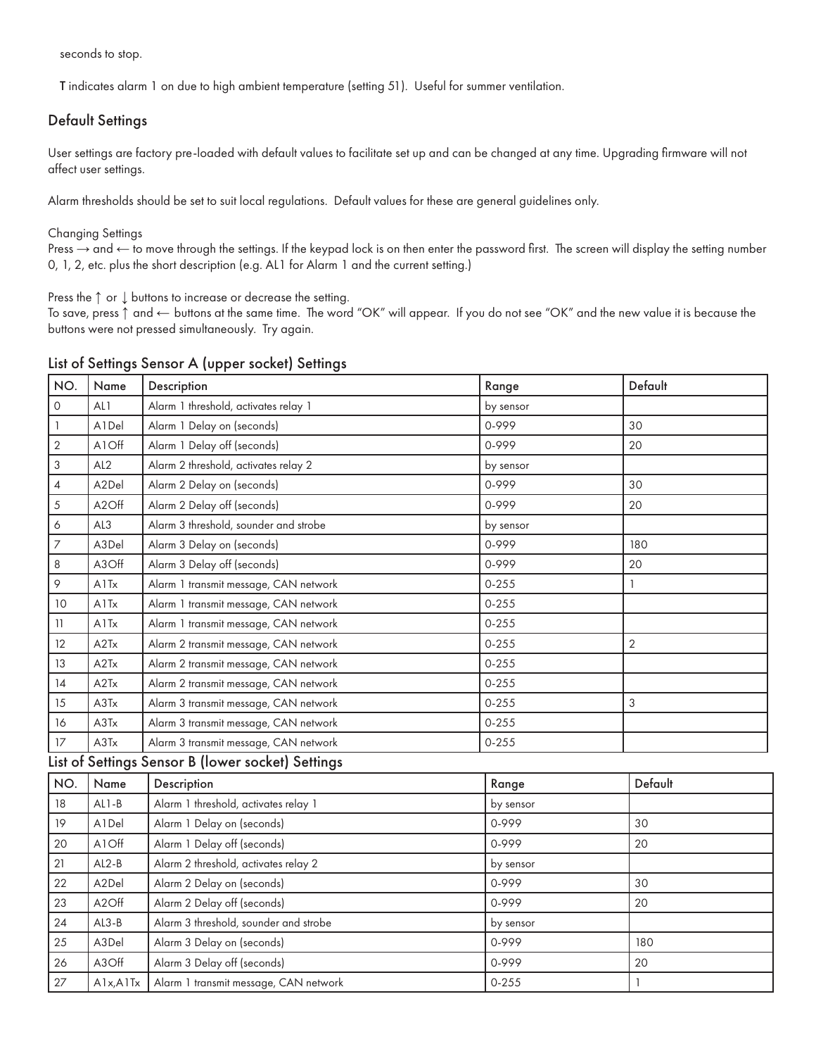seconds to stop.

**T** indicates alarm 1 on due to high ambient temperature (setting 51). Useful for summer ventilation.

## Default Settings

User settings are factory pre-loaded with default values to facilitate set up and can be changed at any time. Upgrading firmware will not affect user settings.

Alarm thresholds should be set to suit local regulations. Default values for these are general guidelines only.

Changing Settings

Press → and ← to move through the settings. If the keypad lock is on then enter the password first. The screen will display the setting number 0, 1, 2, etc. plus the short description (e.g. AL1 for Alarm 1 and the current setting.)

Press the ↑ or ↓ buttons to increase or decrease the setting.

To save, press ↑ and ← buttons at the same time. The word "OK" will appear. If you do not see "OK" and the new value it is because the buttons were not pressed simultaneously. Try again.

## List of Settings Sensor A (upper socket) Settings

| NO. | Name | Description | Range | Default |
|---|---|---|---|---|
| 0 | AL1 | Alarm 1 threshold, activates relay 1 | by sensor | |
| 1 | A1Del | Alarm 1 Delay on (seconds) | 0-999 | 30 |
| 2 | A1Off | Alarm 1 Delay off (seconds) | 0-999 | 20 |
| 3 | AL2 | Alarm 2 threshold, activates relay 2 | by sensor | |
| 4 | A2Del | Alarm 2 Delay on (seconds) | 0-999 | 30 |
| 5 | A2Off | Alarm 2 Delay off (seconds) | 0-999 | 20 |
| 6 | AL3 | Alarm 3 threshold, sounder and strobe | by sensor | |
| 7 | A3Del | Alarm 3 Delay on (seconds) | 0-999 | 180 |
| 8 | A3Off | Alarm 3 Delay off (seconds) | 0-999 | 20 |
| 9 | A1Tx | Alarm 1 transmit message, CAN network | 0-255 | 1 |
| 10 | A1Tx | Alarm 1 transmit message, CAN network | 0-255 | |
| 11 | A1Tx | Alarm 1 transmit message, CAN network | 0-255 | |
| 12 | A2Tx | Alarm 2 transmit message, CAN network | 0-255 | 2 |
| 13 | A2Tx | Alarm 2 transmit message, CAN network | 0-255 | |
| 14 | A2Tx | Alarm 2 transmit message, CAN network | 0-255 | |
| 15 | A3Tx | Alarm 3 transmit message, CAN network | 0-255 | 3 |
| 16 | A3Tx | Alarm 3 transmit message, CAN network | 0-255 | |
| 17 | A3Tx | Alarm 3 transmit message, CAN network | 0-255 | |

## List of Settings Sensor B (lower socket) Settings

| NO. | Name | Description | Range | Default |
|---|---|---|---|---|
| 18 | AL1-B | Alarm 1 threshold, activates relay 1 | by sensor | |
| 19 | A1Del | Alarm 1 Delay on (seconds) | 0-999 | 30 |
| 20 | A1Off | Alarm 1 Delay off (seconds) | 0-999 | 20 |
| 21 | AL2-B | Alarm 2 threshold, activates relay 2 | by sensor | |
| 22 | A2Del | Alarm 2 Delay on (seconds) | 0-999 | 30 |
| 23 | A2Off | Alarm 2 Delay off (seconds) | 0-999 | 20 |
| 24 | AL3-B | Alarm 3 threshold, sounder and strobe | by sensor | |
| 25 | A3Del | Alarm 3 Delay on (seconds) | 0-999 | 180 |
| 26 | A3Off | Alarm 3 Delay off (seconds) | 0-999 | 20 |
| 27 | A1x,A1Tx | Alarm 1 transmit message, CAN network | 0-255 | 1 |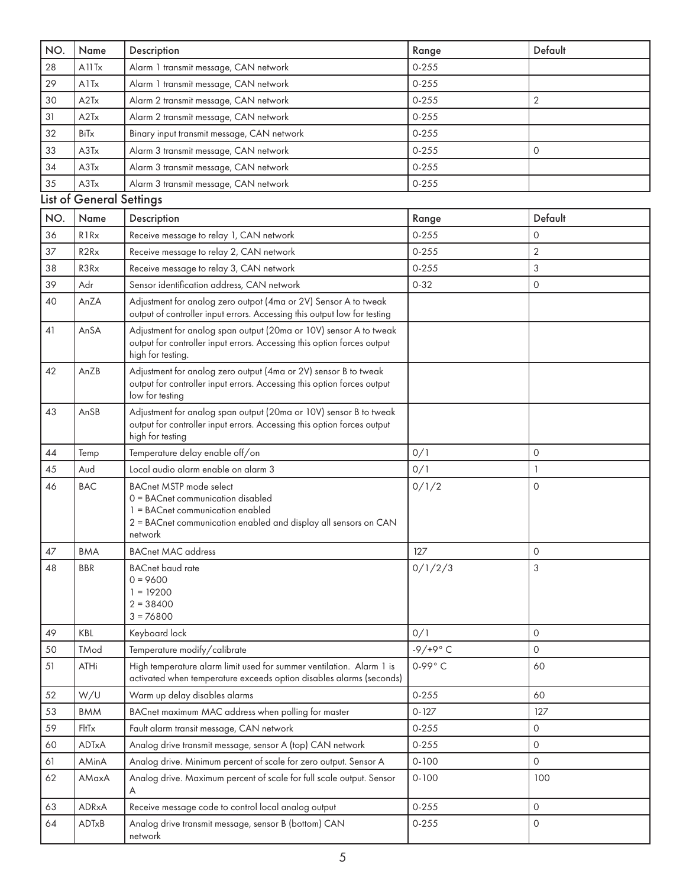| NO. | Name | Description | Range | Default |
|---|---|---|---|---|
| 28 | A11Tx | Alarm 1 transmit message, CAN network | 0-255 | |
| 29 | A1Tx | Alarm 1 transmit message, CAN network | 0-255 | |
| 30 | A2Tx | Alarm 2 transmit message, CAN network | 0-255 | 2 |
| 31 | A2Tx | Alarm 2 transmit message, CAN network | 0-255 | |
| 32 | BiTx | Binary input transmit message, CAN network | 0-255 | |
| 33 | A3Tx | Alarm 3 transmit message, CAN network | 0-255 | 0 |
| 34 | A3Tx | Alarm 3 transmit message, CAN network | 0-255 | |
| 35 | A3Tx | Alarm 3 transmit message, CAN network | 0-255 | |

## List of General Settings

| NO. | Name | Description | Range | Default |
|---|---|---|---|---|
| 36 | R1Rx | Receive message to relay 1, CAN network | 0-255 | 0 |
| 37 | R2Rx | Receive message to relay 2, CAN network | 0-255 | 2 |
| 38 | R3Rx | Receive message to relay 3, CAN network | 0-255 | 3 |
| 39 | Adr | Sensor identification address, CAN network | 0-32 | 0 |
| 40 | AnZA | Adjustment for analog zero outpot (4ma or 2V) Sensor A to tweak output of controller input errors. Accessing this output low for testing | | |
| 41 | AnSA | Adjustment for analog span output (20ma or 10V) sensor A to tweak output for controller input errors. Accessing this option forces output high for testing. | | |
| 42 | AnZB | Adjustment for analog zero output (4ma or 2V) sensor B to tweak output for controller input errors. Accessing this option forces output low for testing | | |
| 43 | AnSB | Adjustment for analog span output (20ma or 10V) sensor B to tweak output for controller input errors. Accessing this option forces output high for testing | | |
| 44 | Temp | Temperature delay enable off/on | 0/1 | 0 |
| 45 | Aud | Local audio alarm enable on alarm 3 | 0/1 | 1 |
| 46 | BAC | BACnet MSTP mode select<br>0 = BACnet communication disabled<br>1 = BACnet communication enabled<br>2 = BACnet communication enabled and display all sensors on CAN network | 0/1/2 | 0 |
| 47 | BMA | BACnet MAC address | 127 | 0 |
| 48 | BBR | BACnet baud rate<br>0 = 9600<br>1 = 19200<br>2 = 38400<br>3 = 76800 | 0/1/2/3 | 3 |
| 49 | KBL | Keyboard lock | 0/1 | 0 |
| 50 | TMod | Temperature modify/calibrate | -9/+9° C | 0 |
| 51 | ATHi | High temperature alarm limit used for summer ventilation. Alarm 1 is activated when temperature exceeds option disables alarms (seconds) | 0-99° C | 60 |
| 52 | W/U | Warm up delay disables alarms | 0-255 | 60 |
| 53 | BMM | BACnet maximum MAC address when polling for master | 0-127 | 127 |
| 59 | FltTx | Fault alarm transit message, CAN network | 0-255 | 0 |
| 60 | ADTxA | Analog drive transmit message, sensor A (top) CAN network | 0-255 | 0 |
| 61 | AMinA | Analog drive. Minimum percent of scale for zero output. Sensor A | 0-100 | 0 |
| 62 | AMaxA | Analog drive. Maximum percent of scale for full scale output. Sensor A | 0-100 | 100 |
| 63 | ADRxA | Receive message code to control local analog output | 0-255 | 0 |
| 64 | ADTxB | Analog drive transmit message, sensor B (bottom) CAN network | 0-255 | 0 |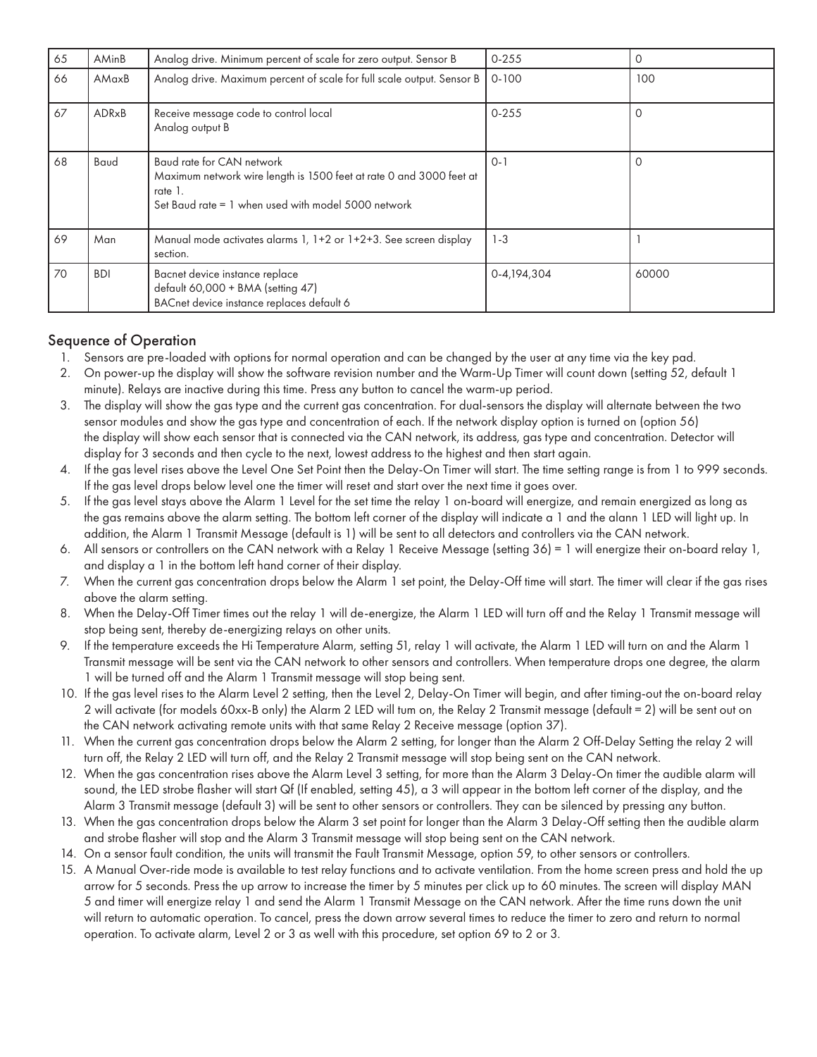| 65 | AMinB | Analog drive. Minimum percent of scale for zero output. Sensor B | 0-255 | 0 |
|---|---|---|---|---|
| 66 | AMaxB | Analog drive. Maximum percent of scale for full scale output. Sensor B | 0-100 | 100 |
| 67 | ADRxB | Receive message code to control local Analog output B | 0-255 | 0 |
| 68 | Baud | Baud rate for CAN network<br>Maximum network wire length is 1500 feet at rate 0 and 3000 feet at rate 1.<br>Set Baud rate = 1 when used with model 5000 network | 0-1 | 0 |
| 69 | Man | Manual mode activates alarms 1, 1+2 or 1+2+3. See screen display section. | 1-3 | 1 |
| 70 | BDI | Bacnet device instance replace<br>default 60,000 + BMA (setting 47)<br>BACnet device instance replaces default 6 | 0-4,194,304 | 60000 |

## Sequence of Operation

1. Sensors are pre-loaded with options for normal operation and can be changed by the user at any time via the key pad.
2. On power-up the display will show the software revision number and the Warm-Up Timer will count down (setting 52, default 1 minute). Relays are inactive during this time. Press any button to cancel the warm-up period.
3. The display will show the gas type and the current gas concentration. For dual-sensors the display will alternate between the two sensor modules and show the gas type and concentration of each. If the network display option is turned on (option 56) the display will show each sensor that is connected via the CAN network, its address, gas type and concentration. Detector will display for 3 seconds and then cycle to the next, lowest address to the highest and then start again.
4. If the gas level rises above the Level One Set Point then the Delay-On Timer will start. The time setting range is from 1 to 999 seconds. If the gas level drops below level one the timer will reset and start over the next time it goes over.
5. If the gas level stays above the Alarm 1 Level for the set time the relay 1 on-board will energize, and remain energized as long as the gas remains above the alarm setting. The bottom left corner of the display will indicate a 1 and the alann 1 LED will light up. In addition, the Alarm 1 Transmit Message (default is 1) will be sent to all detectors and controllers via the CAN network.
6. All sensors or controllers on the CAN network with a Relay 1 Receive Message (setting 36) = 1 will energize their on-board relay 1, and display a 1 in the bottom left hand corner of their display.
7. When the current gas concentration drops below the Alarm 1 set point, the Delay-Off time will start. The timer will clear if the gas rises above the alarm setting.
8. When the Delay-Off Timer times out the relay 1 will de-energize, the Alarm 1 LED will turn off and the Relay 1 Transmit message will stop being sent, thereby de-energizing relays on other units.
9. If the temperature exceeds the Hi Temperature Alarm, setting 51, relay 1 will activate, the Alarm 1 LED will turn on and the Alarm 1 Transmit message will be sent via the CAN network to other sensors and controllers. When temperature drops one degree, the alarm 1 will be turned off and the Alarm 1 Transmit message will stop being sent.
10. If the gas level rises to the Alarm Level 2 setting, then the Level 2, Delay-On Timer will begin, and after timing-out the on-board relay 2 will activate (for models 60xx-B only) the Alarm 2 LED will tum on, the Relay 2 Transmit message (default = 2) will be sent out on the CAN network activating remote units with that same Relay 2 Receive message (option 37).
11. When the current gas concentration drops below the Alarm 2 setting, for longer than the Alarm 2 Off-Delay Setting the relay 2 will turn off, the Relay 2 LED will turn off, and the Relay 2 Transmit message will stop being sent on the CAN network.
12. When the gas concentration rises above the Alarm Level 3 setting, for more than the Alarm 3 Delay-On timer the audible alarm will sound, the LED strobe flasher will start Qf (If enabled, setting 45), a 3 will appear in the bottom left corner of the display, and the Alarm 3 Transmit message (default 3) will be sent to other sensors or controllers. They can be silenced by pressing any button.
13. When the gas concentration drops below the Alarm 3 set point for longer than the Alarm 3 Delay-Off setting then the audible alarm and strobe flasher will stop and the Alarm 3 Transmit message will stop being sent on the CAN network.
14. On a sensor fault condition, the units will transmit the Fault Transmit Message, option 59, to other sensors or controllers.
15. A Manual Over-ride mode is available to test relay functions and to activate ventilation. From the home screen press and hold the up arrow for 5 seconds. Press the up arrow to increase the timer by 5 minutes per click up to 60 minutes. The screen will display MAN 5 and timer will energize relay 1 and send the Alarm 1 Transmit Message on the CAN network. After the time runs down the unit will return to automatic operation. To cancel, press the down arrow several times to reduce the timer to zero and return to normal operation. To activate alarm, Level 2 or 3 as well with this procedure, set option 69 to 2 or 3.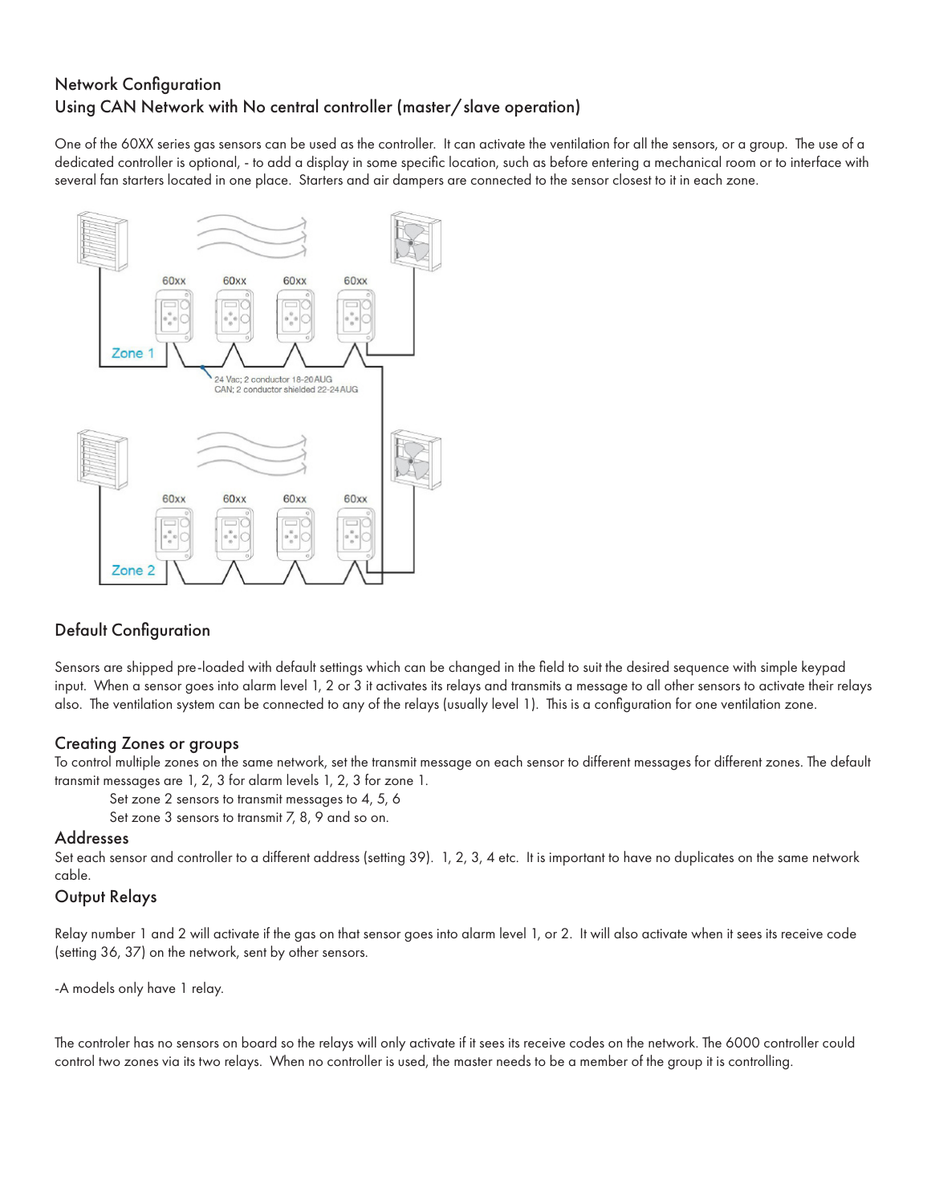## Network Configuration
## Using CAN Network with No central controller (master/slave operation)

One of the 60XX series gas sensors can be used as the controller. It can activate the ventilation for all the sensors, or a group. The use of a dedicated controller is optional, - to add a display in some specific location, such as before entering a mechanical room or to interface with several fan starters located in one place. Starters and air dampers are connected to the sensor closest to it in each zone.

## Default Configuration

Sensors are shipped pre-loaded with default settings which can be changed in the field to suit the desired sequence with simple keypad input. When a sensor goes into alarm level 1, 2 or 3 it activates its relays and transmits a message to all other sensors to activate their relays also. The ventilation system can be connected to any of the relays (usually level 1). This is a configuration for one ventilation zone.

### Creating Zones or groups

To control multiple zones on the same network, set the transmit message on each sensor to different messages for different zones. The default transmit messages are 1, 2, 3 for alarm levels 1, 2, 3 for zone 1.

Set zone 2 sensors to transmit messages to 4, 5, 6

Set zone 3 sensors to transmit 7, 8, 9 and so on.

### Addresses

Set each sensor and controller to a different address (setting 39). 1, 2, 3, 4 etc. It is important to have no duplicates on the same network cable.

### Output Relays

Relay number 1 and 2 will activate if the gas on that sensor goes into alarm level 1, or 2. It will also activate when it sees its receive code (setting 36, 37) on the network, sent by other sensors.

-A models only have 1 relay.

The controler has no sensors on board so the relays will only activate if it sees its receive codes on the network. The 6000 controller could control two zones via its two relays. When no controller is used, the master needs to be a member of the group it is controlling.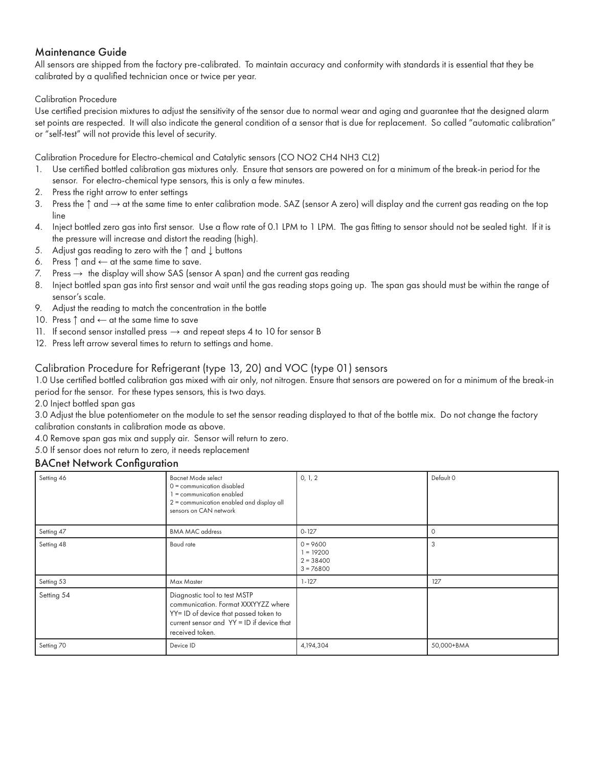## Maintenance Guide

All sensors are shipped from the factory pre-calibrated. To maintain accuracy and conformity with standards it is essential that they be calibrated by a qualified technician once or twice per year.

### Calibration Procedure

Use certified precision mixtures to adjust the sensitivity of the sensor due to normal wear and aging and guarantee that the designed alarm set points are respected. It will also indicate the general condition of a sensor that is due for replacement. So called "automatic calibration" or "self-test" will not provide this level of security.

Calibration Procedure for Electro-chemical and Catalytic sensors (CO NO2 CH4 NH3 CL2)

1. Use certified bottled calibration gas mixtures only. Ensure that sensors are powered on for a minimum of the break-in period for the sensor. For electro-chemical type sensors, this is only a few minutes.
2. Press the right arrow to enter settings
3. Press the ↑ and → at the same time to enter calibration mode. SAZ (sensor A zero) will display and the current gas reading on the top line
4. Inject bottled zero gas into first sensor. Use a flow rate of 0.1 LPM to 1 LPM. The gas fitting to sensor should not be sealed tight. If it is the pressure will increase and distort the reading (high).
5. Adjust gas reading to zero with the ↑ and ↓ buttons
6. Press ↑ and ← at the same time to save.
7. Press → the display will show SAS (sensor A span) and the current gas reading
8. Inject bottled span gas into first sensor and wait until the gas reading stops going up. The span gas should must be within the range of sensor's scale.
9. Adjust the reading to match the concentration in the bottle
10. Press ↑ and ← at the same time to save
11. If second sensor installed press → and repeat steps 4 to 10 for sensor B
12. Press left arrow several times to return to settings and home.

### Calibration Procedure for Refrigerant (type 13, 20) and VOC (type 01) sensors

1.0 Use certified bottled calibration gas mixed with air only, not nitrogen. Ensure that sensors are powered on for a minimum of the break-in period for the sensor. For these types sensors, this is two days.

2.0 Inject bottled span gas

3.0 Adjust the blue potentiometer on the module to set the sensor reading displayed to that of the bottle mix. Do not change the factory calibration constants in calibration mode as above.

4.0 Remove span gas mix and supply air. Sensor will return to zero.

5.0 If sensor does not return to zero, it needs replacement

## BACnet Network Configuration

| Setting | Description | Range | Default |
|---|---|---|---|
| Setting 46 | Bacnet Mode select<br>0 = communication disabled<br>1 = communication enabled<br>2 = communication enabled and display all sensors on CAN network | 0, 1, 2 | Default 0 |
| Setting 47 | BMA MAC address | 0-127 | 0 |
| Setting 48 | Baud rate | 0 = 9600<br>1 = 19200<br>2 = 38400<br>3 = 76800 | 3 |
| Setting 53 | Max Master | 1-127 | 127 |
| Setting 54 | Diagnostic tool to test MSTP communication. Format XXXYYZZ where YY= ID of device that passed token to current sensor and YY = ID if device that received token. | | |
| Setting 70 | Device ID | 4,194,304 | 50,000+BMA |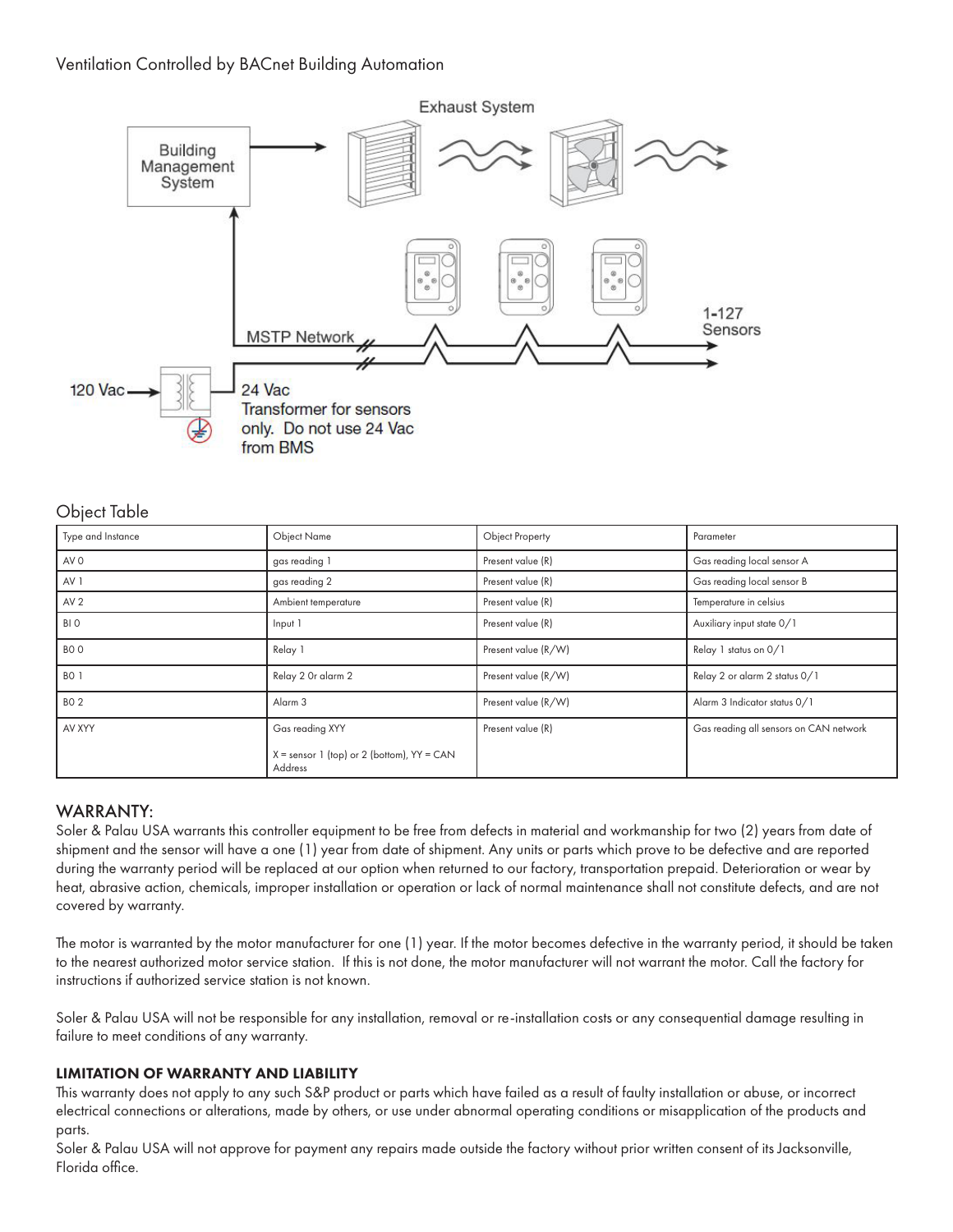Ventilation Controlled by BACnet Building Automation

Exhaust System

Building Management System

MSTP Network

1-127 Sensors

120 Vac

24 Vac Transformer for sensors only. Do not use 24 Vac from BMS

Object Table

| Type and Instance | Object Name | Object Property | Parameter |
|---|---|---|---|
| AV 0 | gas reading 1 | Present value (R) | Gas reading local sensor A |
| AV 1 | gas reading 2 | Present value (R) | Gas reading local sensor B |
| AV 2 | Ambient temperature | Present value (R) | Temperature in celsius |
| BI 0 | Input 1 | Present value (R) | Auxiliary input state 0/1 |
| BO 0 | Relay 1 | Present value (R/W) | Relay 1 status on 0/1 |
| BO 1 | Relay 2 Or alarm 2 | Present value (R/W) | Relay 2 or alarm 2 status 0/1 |
| BO 2 | Alarm 3 | Present value (R/W) | Alarm 3 Indicator status 0/1 |
| AV XYY | Gas reading XYY<br>X = sensor 1 (top) or 2 (bottom), YY = CAN Address | Present value (R) | Gas reading all sensors on CAN network |

## WARRANTY:

Soler & Palau USA warrants this controller equipment to be free from defects in material and workmanship for two (2) years from date of shipment and the sensor will have a one (1) year from date of shipment. Any units or parts which prove to be defective and are reported during the warranty period will be replaced at our option when returned to our factory, transportation prepaid. Deterioration or wear by heat, abrasive action, chemicals, improper installation or operation or lack of normal maintenance shall not constitute defects, and are not covered by warranty.

The motor is warranted by the motor manufacturer for one (1) year. If the motor becomes defective in the warranty period, it should be taken to the nearest authorized motor service station. If this is not done, the motor manufacturer will not warrant the motor. Call the factory for instructions if authorized service station is not known.

Soler & Palau USA will not be responsible for any installation, removal or re-installation costs or any consequential damage resulting in failure to meet conditions of any warranty.

### LIMITATION OF WARRANTY AND LIABILITY

This warranty does not apply to any such S&P product or parts which have failed as a result of faulty installation or abuse, or incorrect electrical connections or alterations, made by others, or use under abnormal operating conditions or misapplication of the products and parts.

Soler & Palau USA will not approve for payment any repairs made outside the factory without prior written consent of its Jacksonville, Florida office.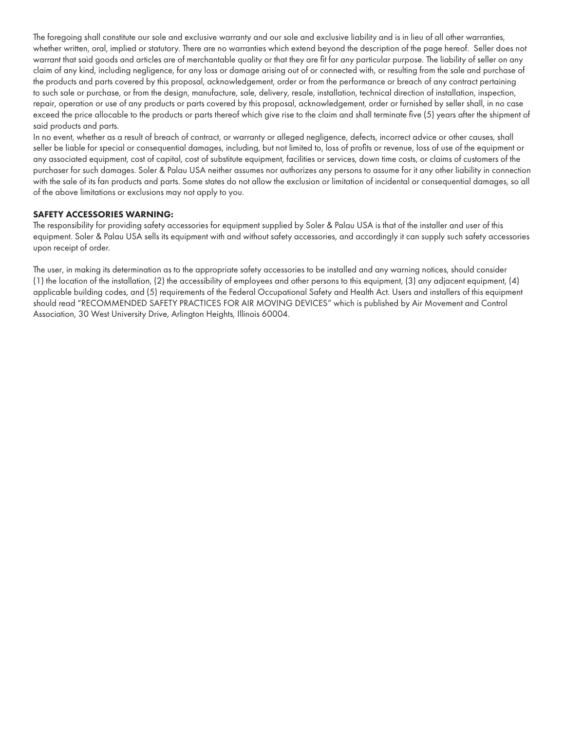The foregoing shall constitute our sole and exclusive warranty and our sole and exclusive liability and is in lieu of all other warranties, whether written, oral, implied or statutory. There are no warranties which extend beyond the description of the page hereof. Seller does not warrant that said goods and articles are of merchantable quality or that they are fit for any particular purpose. The liability of seller on any claim of any kind, including negligence, for any loss or damage arising out of or connected with, or resulting from the sale and purchase of the products and parts covered by this proposal, acknowledgement, order or from the performance or breach of any contract pertaining to such sale or purchase, or from the design, manufacture, sale, delivery, resale, installation, technical direction of installation, inspection, repair, operation or use of any products or parts covered by this proposal, acknowledgement, order or furnished by seller shall, in no case exceed the price allocable to the products or parts thereof which give rise to the claim and shall terminate five (5) years after the shipment of said products and parts.

In no event, whether as a result of breach of contract, or warranty or alleged negligence, defects, incorrect advice or other causes, shall seller be liable for special or consequential damages, including, but not limited to, loss of profits or revenue, loss of use of the equipment or any associated equipment, cost of capital, cost of substitute equipment, facilities or services, down time costs, or claims of customers of the purchaser for such damages. Soler & Palau USA neither assumes nor authorizes any persons to assume for it any other liability in connection with the sale of its fan products and parts. Some states do not allow the exclusion or limitation of incidental or consequential damages, so all of the above limitations or exclusions may not apply to you.

**SAFETY ACCESSORIES WARNING:**

The responsibility for providing safety accessories for equipment supplied by Soler & Palau USA is that of the installer and user of this equipment. Soler & Palau USA sells its equipment with and without safety accessories, and accordingly it can supply such safety accessories upon receipt of order.

The user, in making its determination as to the appropriate safety accessories to be installed and any warning notices, should consider (1) the location of the installation, (2) the accessibility of employees and other persons to this equipment, (3) any adjacent equipment, (4) applicable building codes, and (5) requirements of the Federal Occupational Safety and Health Act. Users and installers of this equipment should read "RECOMMENDED SAFETY PRACTICES FOR AIR MOVING DEVICES" which is published by Air Movement and Control Association, 30 West University Drive, Arlington Heights, Illinois 60004.